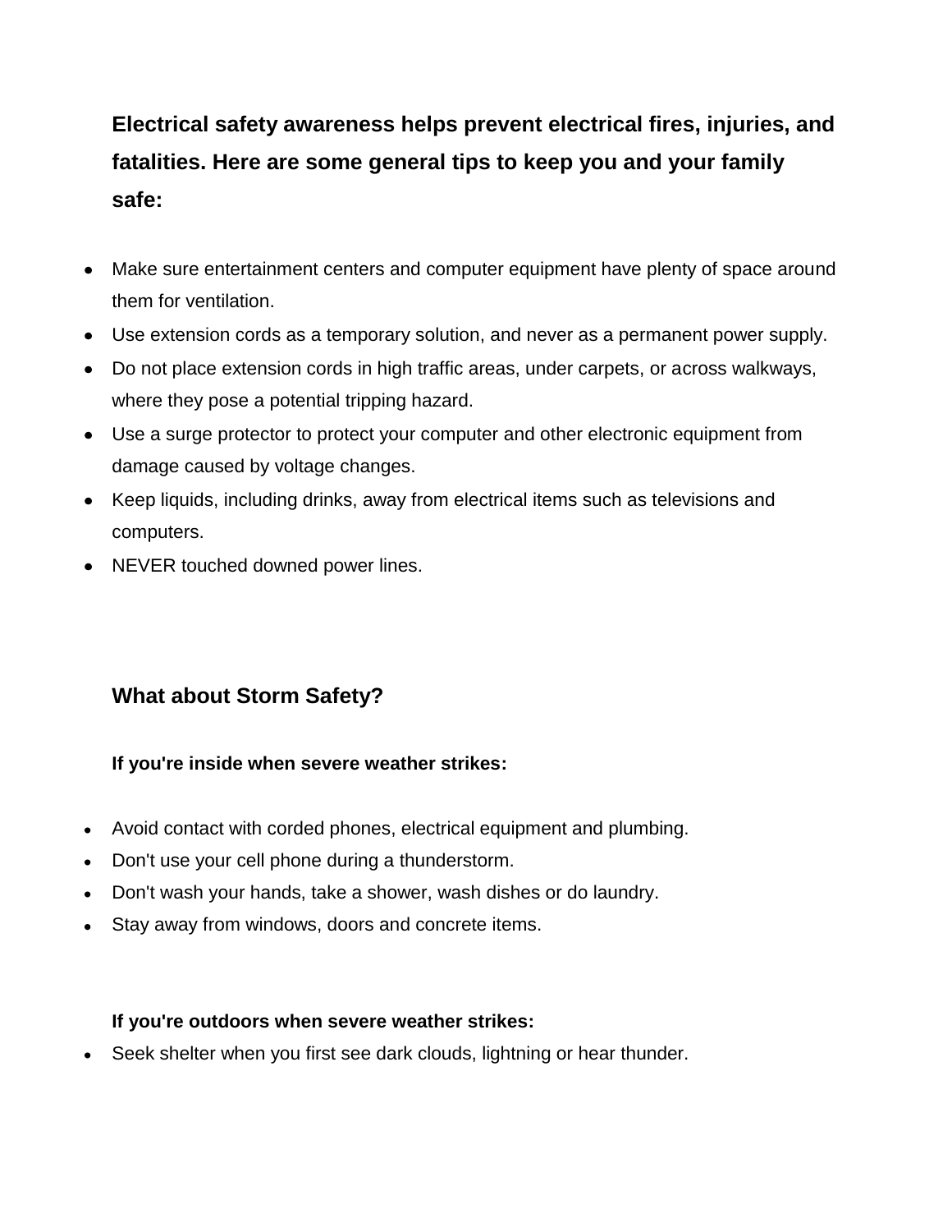**Electrical safety awareness helps prevent electrical fires, injuries, and fatalities. Here are some general tips to keep you and your family safe:**

- Make sure entertainment centers and computer equipment have plenty of space around them for ventilation.
- Use extension cords as a temporary solution, and never as a permanent power supply.
- Do not place extension cords in high traffic areas, under carpets, or across walkways, where they pose a potential tripping hazard.
- Use a surge protector to protect your computer and other electronic equipment from damage caused by voltage changes.
- Keep liquids, including drinks, away from electrical items such as televisions and computers.
- NEVER touched downed power lines.

## What about Storm Safety?

**If you're inside when severe weather strikes:**

- Avoid contact with corded phones, electrical equipment and plumbing.
- Don't use your cell phone during a thunderstorm.
- Don't wash your hands, take a shower, wash dishes or do laundry.
- Stay away from windows, doors and concrete items.

**If you're outdoors when severe weather strikes:**

- Seek shelter when you first see dark clouds, lightning or hear thunder.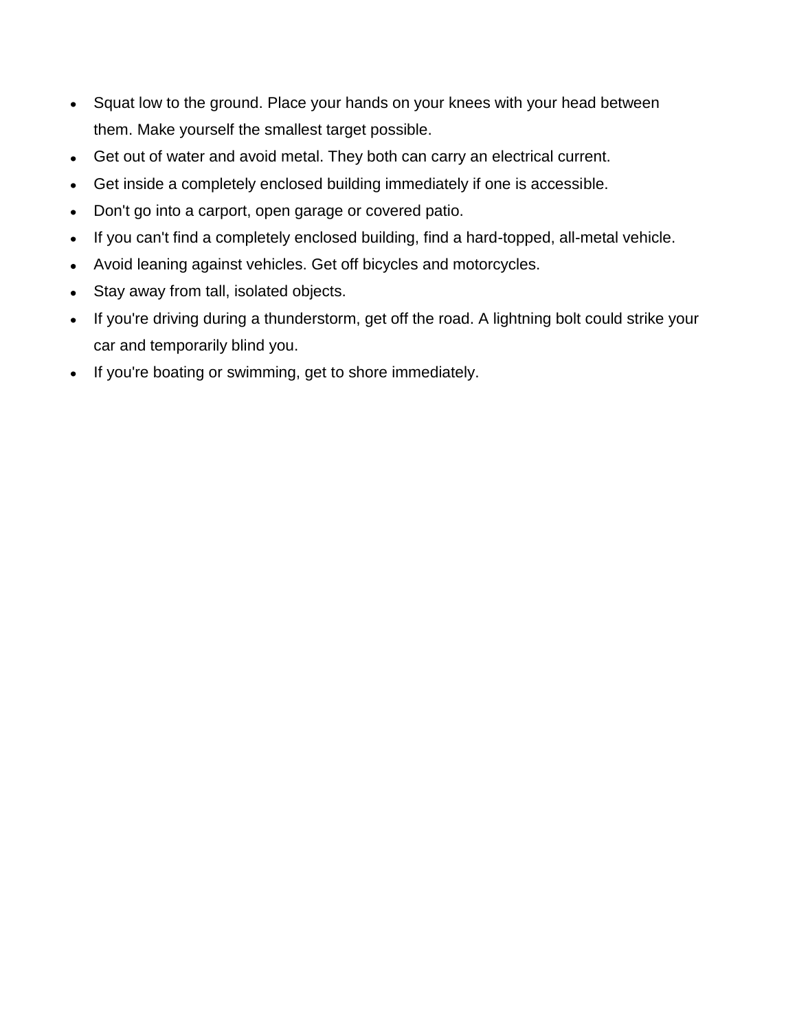- Squat low to the ground. Place your hands on your knees with your head between them. Make yourself the smallest target possible.
- Get out of water and avoid metal. They both can carry an electrical current.
- Get inside a completely enclosed building immediately if one is accessible.
- Don't go into a carport, open garage or covered patio.
- If you can't find a completely enclosed building, find a hard-topped, all-metal vehicle.
- Avoid leaning against vehicles. Get off bicycles and motorcycles.
- Stay away from tall, isolated objects.
- If you're driving during a thunderstorm, get off the road. A lightning bolt could strike your car and temporarily blind you.
- If you're boating or swimming, get to shore immediately.